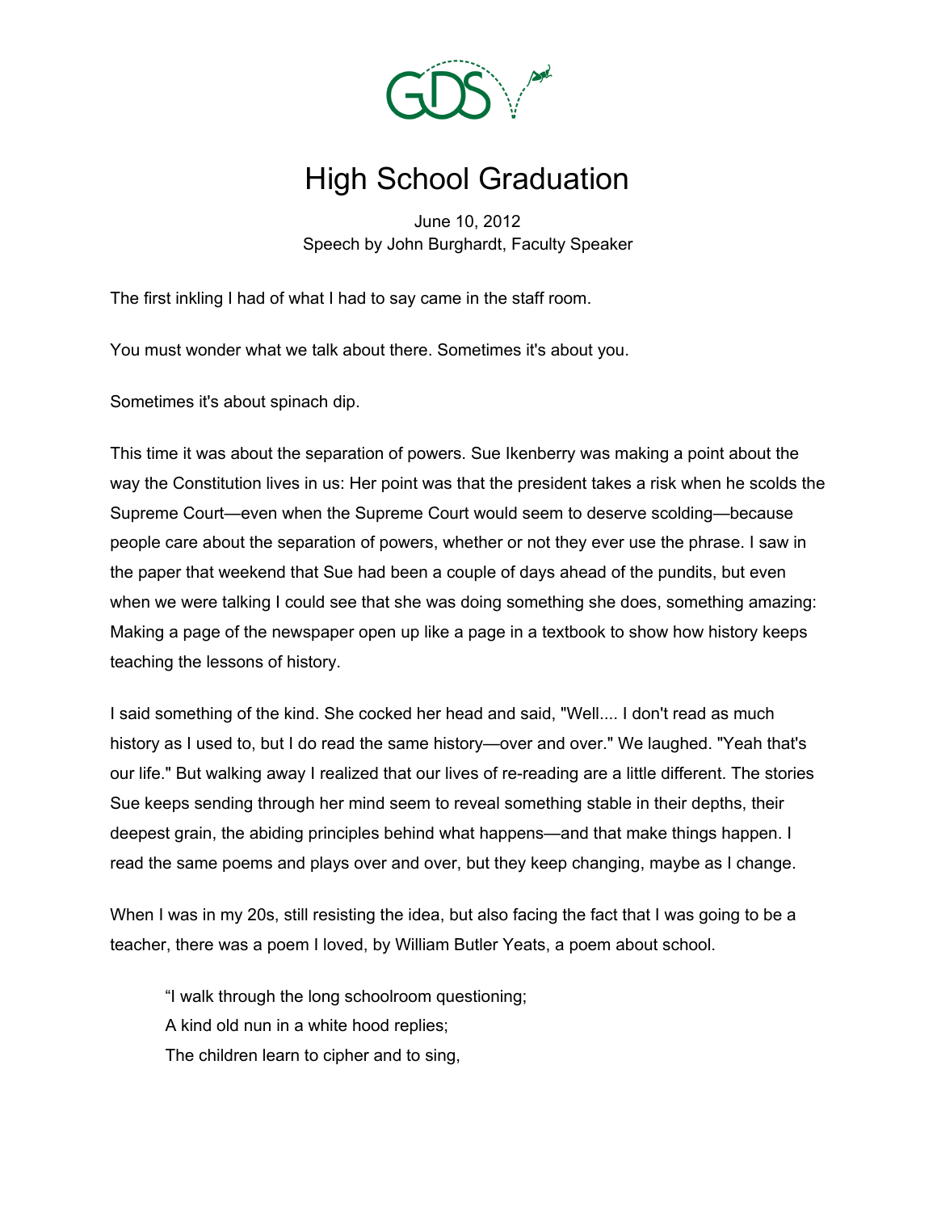# High School Graduation

June 10, 2012
Speech by John Burghardt, Faculty Speaker

The first inkling I had of what I had to say came in the staff room.

You must wonder what we talk about there. Sometimes it's about you.

Sometimes it's about spinach dip.

This time it was about the separation of powers. Sue Ikenberry was making a point about the way the Constitution lives in us: Her point was that the president takes a risk when he scolds the Supreme Court—even when the Supreme Court would seem to deserve scolding—because people care about the separation of powers, whether or not they ever use the phrase. I saw in the paper that weekend that Sue had been a couple of days ahead of the pundits, but even when we were talking I could see that she was doing something she does, something amazing: Making a page of the newspaper open up like a page in a textbook to show how history keeps teaching the lessons of history.

I said something of the kind. She cocked her head and said, "Well.... I don't read as much history as I used to, but I do read the same history—over and over." We laughed. "Yeah that's our life." But walking away I realized that our lives of re-reading are a little different. The stories Sue keeps sending through her mind seem to reveal something stable in their depths, their deepest grain, the abiding principles behind what happens—and that make things happen. I read the same poems and plays over and over, but they keep changing, maybe as I change.

When I was in my 20s, still resisting the idea, but also facing the fact that I was going to be a teacher, there was a poem I loved, by William Butler Yeats, a poem about school.

> "I walk through the long schoolroom questioning;
> A kind old nun in a white hood replies;
> The children learn to cipher and to sing,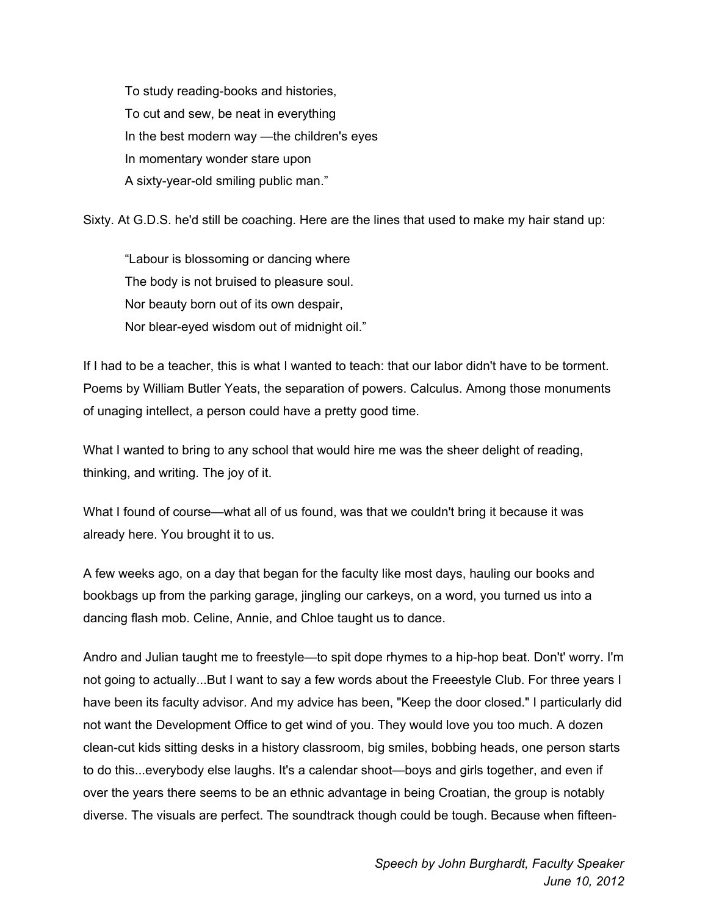> To study reading-books and histories,
> To cut and sew, be neat in everything
> In the best modern way —the children's eyes
> In momentary wonder stare upon
> A sixty-year-old smiling public man."

Sixty. At G.D.S. he'd still be coaching. Here are the lines that used to make my hair stand up:

> "Labour is blossoming or dancing where
> The body is not bruised to pleasure soul.
> Nor beauty born out of its own despair,
> Nor blear-eyed wisdom out of midnight oil."

If I had to be a teacher, this is what I wanted to teach: that our labor didn't have to be torment. Poems by William Butler Yeats, the separation of powers. Calculus. Among those monuments of unaging intellect, a person could have a pretty good time.

What I wanted to bring to any school that would hire me was the sheer delight of reading, thinking, and writing. The joy of it.

What I found of course—what all of us found, was that we couldn't bring it because it was already here. You brought it to us.

A few weeks ago, on a day that began for the faculty like most days, hauling our books and bookbags up from the parking garage, jingling our carkeys, on a word, you turned us into a dancing flash mob. Celine, Annie, and Chloe taught us to dance.

Andro and Julian taught me to freestyle—to spit dope rhymes to a hip-hop beat. Don't' worry. I'm not going to actually...But I want to say a few words about the Freeestyle Club. For three years I have been its faculty advisor. And my advice has been, "Keep the door closed." I particularly did not want the Development Office to get wind of you. They would love you too much. A dozen clean-cut kids sitting desks in a history classroom, big smiles, bobbing heads, one person starts to do this...everybody else laughs. It's a calendar shoot—boys and girls together, and even if over the years there seems to be an ethnic advantage in being Croatian, the group is notably diverse. The visuals are perfect. The soundtrack though could be tough. Because when fifteen-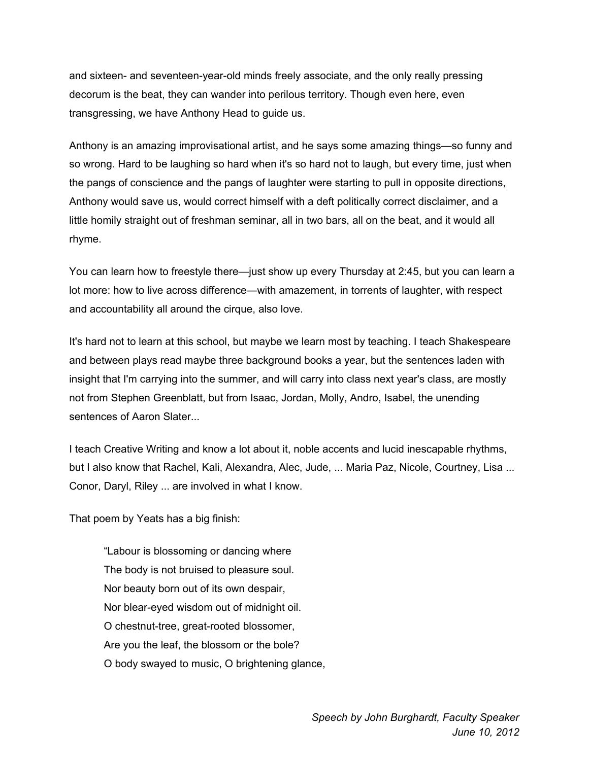and sixteen- and seventeen-year-old minds freely associate, and the only really pressing decorum is the beat, they can wander into perilous territory. Though even here, even transgressing, we have Anthony Head to guide us.

Anthony is an amazing improvisational artist, and he says some amazing things—so funny and so wrong. Hard to be laughing so hard when it's so hard not to laugh, but every time, just when the pangs of conscience and the pangs of laughter were starting to pull in opposite directions, Anthony would save us, would correct himself with a deft politically correct disclaimer, and a little homily straight out of freshman seminar, all in two bars, all on the beat, and it would all rhyme.

You can learn how to freestyle there—just show up every Thursday at 2:45, but you can learn a lot more: how to live across difference—with amazement, in torrents of laughter, with respect and accountability all around the cirque, also love.

It's hard not to learn at this school, but maybe we learn most by teaching. I teach Shakespeare and between plays read maybe three background books a year, but the sentences laden with insight that I'm carrying into the summer, and will carry into class next year's class, are mostly not from Stephen Greenblatt, but from Isaac, Jordan, Molly, Andro, Isabel, the unending sentences of Aaron Slater...

I teach Creative Writing and know a lot about it, noble accents and lucid inescapable rhythms, but I also know that Rachel, Kali, Alexandra, Alec, Jude, ... Maria Paz, Nicole, Courtney, Lisa ... Conor, Daryl, Riley ... are involved in what I know.

That poem by Yeats has a big finish:

> "Labour is blossoming or dancing where
> The body is not bruised to pleasure soul.
> Nor beauty born out of its own despair,
> Nor blear-eyed wisdom out of midnight oil.
> O chestnut-tree, great-rooted blossomer,
> Are you the leaf, the blossom or the bole?
> O body swayed to music, O brightening glance,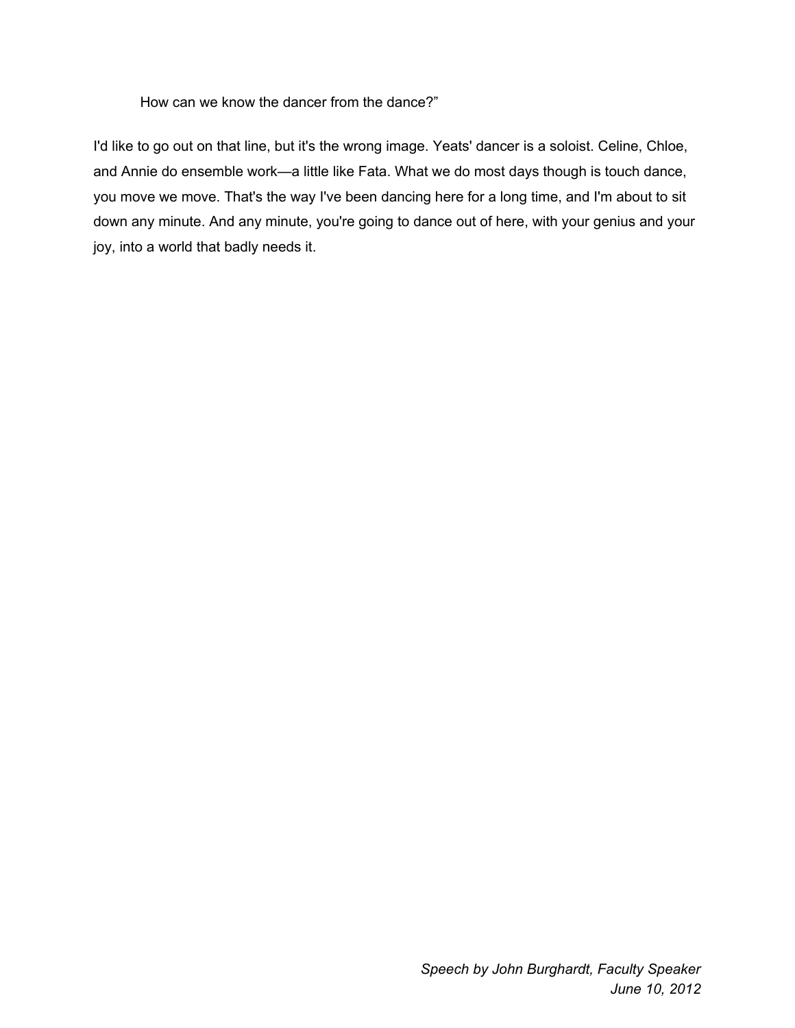How can we know the dancer from the dance?"

I'd like to go out on that line, but it's the wrong image. Yeats' dancer is a soloist. Celine, Chloe, and Annie do ensemble work—a little like Fata. What we do most days though is touch dance, you move we move. That's the way I've been dancing here for a long time, and I'm about to sit down any minute. And any minute, you're going to dance out of here, with your genius and your joy, into a world that badly needs it.

*Speech by John Burghardt, Faculty Speaker*
*June 10, 2012*